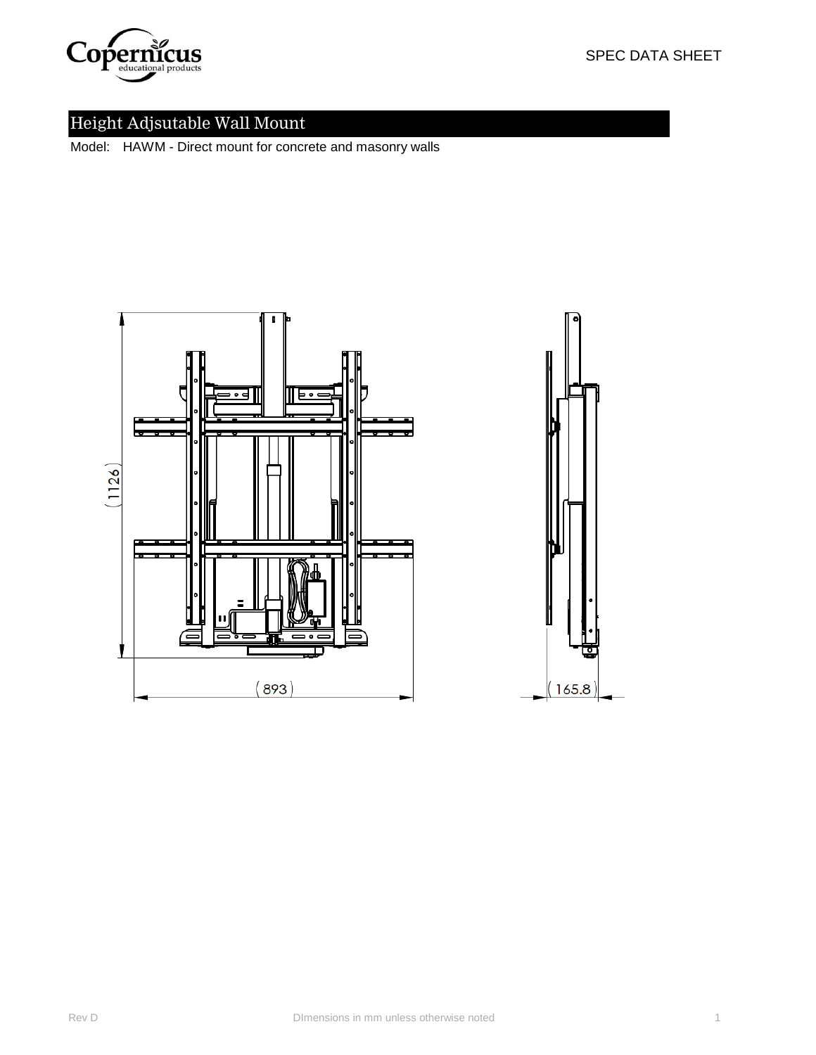SPEC DATA SHEET

# Height Adjsutable Wall Mount

Model: HAWM - Direct mount for concrete and masonry walls

(1126)

(893)

(165.8)

Rev D

DImensions in mm unless otherwise noted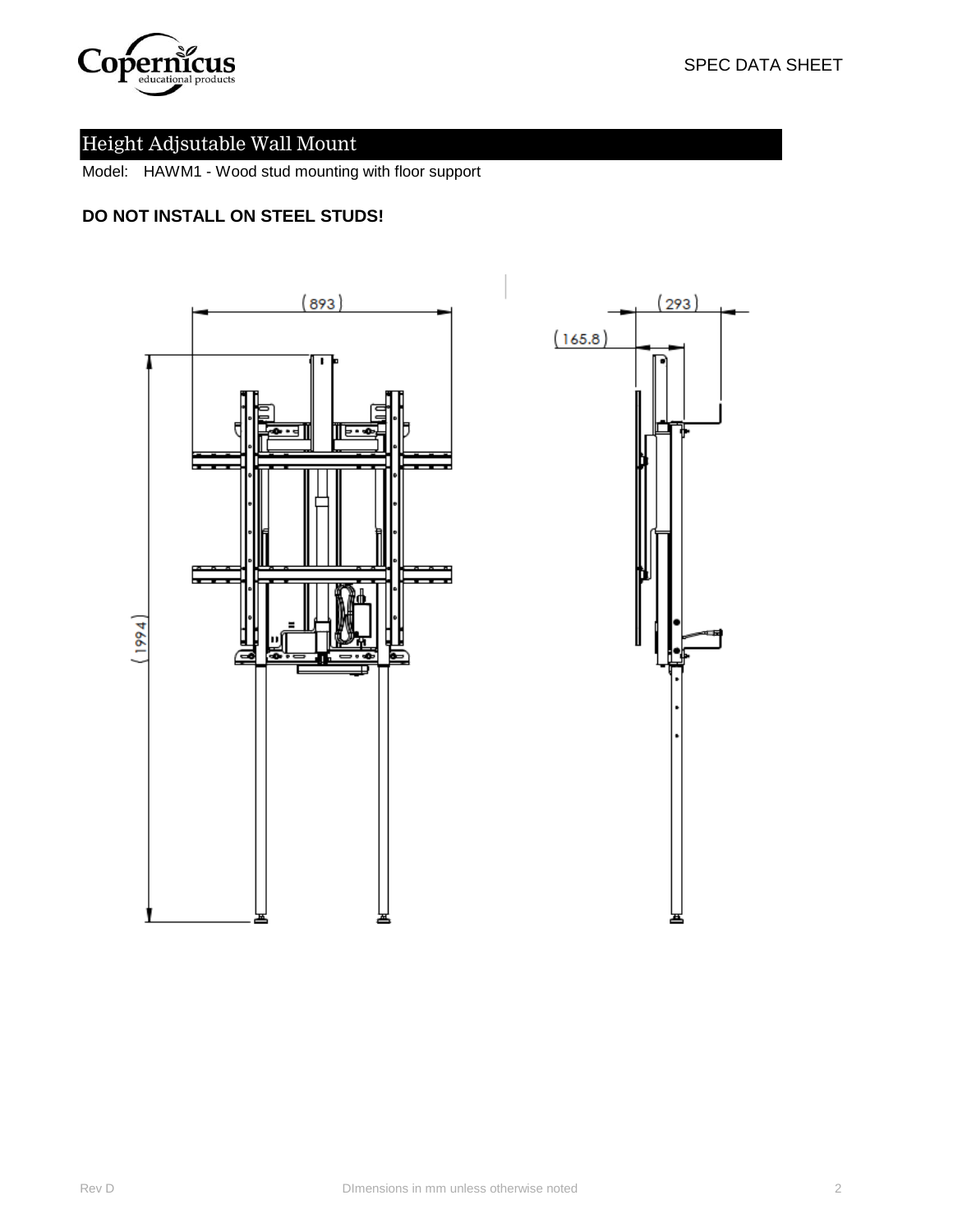SPEC DATA SHEET

## Height Adjsutable Wall Mount

Model: HAWM1 - Wood stud mounting with floor support

**DO NOT INSTALL ON STEEL STUDS!**

(893)

(1994)

(293)

(165.8)

Rev D

DImensions in mm unless otherwise noted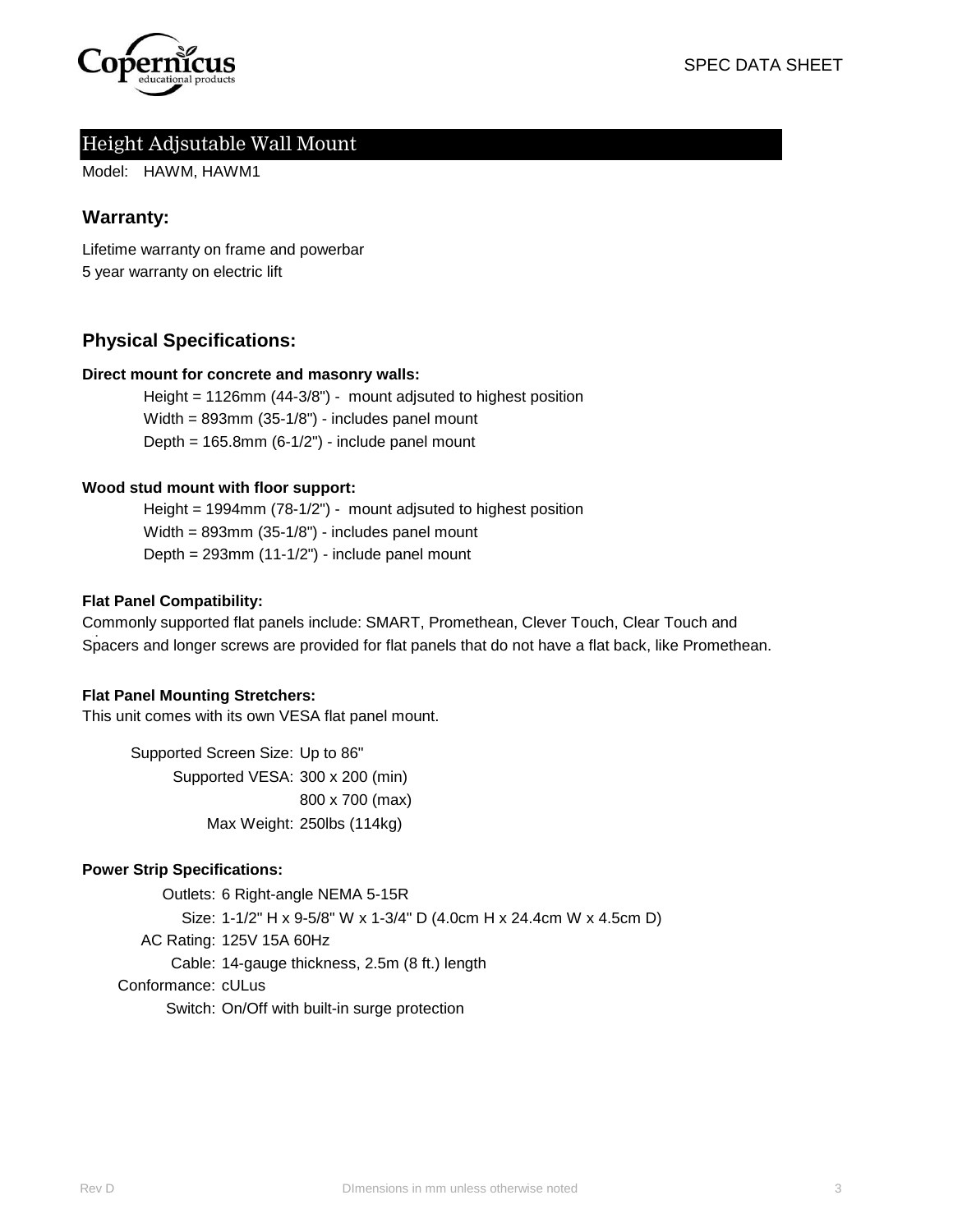SPEC DATA SHEET

# Height Adjsutable Wall Mount

Model: HAWM, HAWM1

## Warranty:

Lifetime warranty on frame and powerbar
5 year warranty on electric lift

## Physical Specifications:

**Direct mount for concrete and masonry walls:**

Height = 1126mm (44-3/8") - mount adjsuted to highest position
Width = 893mm (35-1/8") - includes panel mount
Depth = 165.8mm (6-1/2") - include panel mount

**Wood stud mount with floor support:**

Height = 1994mm (78-1/2") - mount adjsuted to highest position
Width = 893mm (35-1/8") - includes panel mount
Depth = 293mm (11-1/2") - include panel mount

**Flat Panel Compatibility:**

Commonly supported flat panels include: SMART, Promethean, Clever Touch, Clear Touch and
Spacers and longer screws are provided for flat panels that do not have a flat back, like Promethean.

**Flat Panel Mounting Stretchers:**

This unit comes with its own VESA flat panel mount.

Supported Screen Size: Up to 86"
Supported VESA: 300 x 200 (min)
800 x 700 (max)
Max Weight: 250lbs (114kg)

**Power Strip Specifications:**

Outlets: 6 Right-angle NEMA 5-15R
Size: 1-1/2" H x 9-5/8" W x 1-3/4" D (4.0cm H x 24.4cm W x 4.5cm D)
AC Rating: 125V 15A 60Hz
Cable: 14-gauge thickness, 2.5m (8 ft.) length
Conformance: cULus
Switch: On/Off with built-in surge protection

Rev D DImensions in mm unless otherwise noted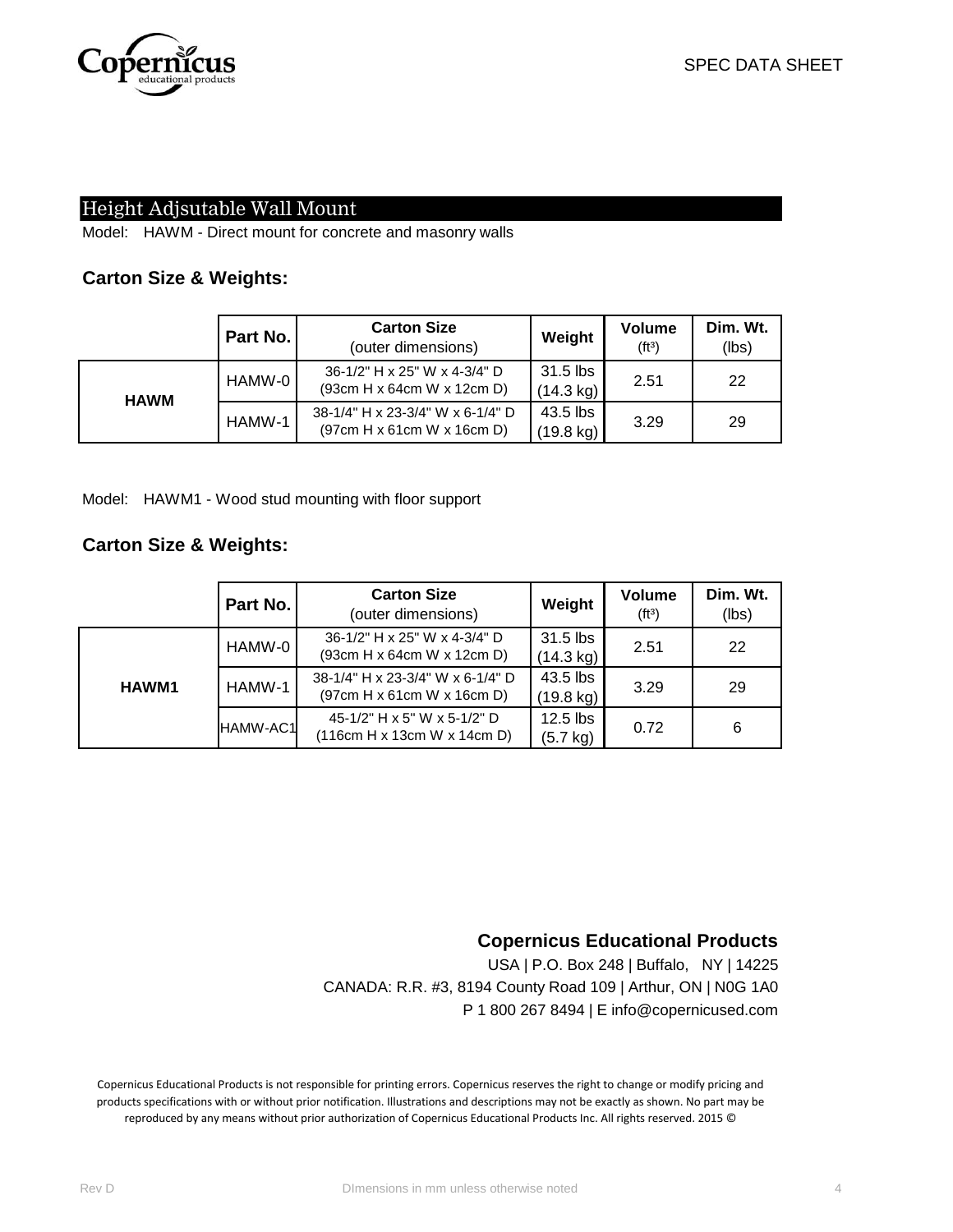SPEC DATA SHEET

## Height Adjsutable Wall Mount

Model: HAWM - Direct mount for concrete and masonry walls

### Carton Size & Weights:

| | Part No. | Carton Size (outer dimensions) | Weight | Volume (ft³) | Dim. Wt. (lbs) |
|---|---|---|---|---|---|
| HAWM | HAMW-0 | 36-1/2" H x 25" W x 4-3/4" D (93cm H x 64cm W x 12cm D) | 31.5 lbs (14.3 kg) | 2.51 | 22 |
| | HAMW-1 | 38-1/4" H x 23-3/4" W x 6-1/4" D (97cm H x 61cm W x 16cm D) | 43.5 lbs (19.8 kg) | 3.29 | 29 |

Model: HAWM1 - Wood stud mounting with floor support

### Carton Size & Weights:

| | Part No. | Carton Size (outer dimensions) | Weight | Volume (ft³) | Dim. Wt. (lbs) |
|---|---|---|---|---|---|
| HAWM1 | HAMW-0 | 36-1/2" H x 25" W x 4-3/4" D (93cm H x 64cm W x 12cm D) | 31.5 lbs (14.3 kg) | 2.51 | 22 |
| | HAMW-1 | 38-1/4" H x 23-3/4" W x 6-1/4" D (97cm H x 61cm W x 16cm D) | 43.5 lbs (19.8 kg) | 3.29 | 29 |
| | HAMW-AC1 | 45-1/2" H x 5" W x 5-1/2" D (116cm H x 13cm W x 14cm D) | 12.5 lbs (5.7 kg) | 0.72 | 6 |

**Copernicus Educational Products**

USA | P.O. Box 248 | Buffalo, NY | 14225

CANADA: R.R. #3, 8194 County Road 109 | Arthur, ON | N0G 1A0

P 1 800 267 8494 | E info@copernicused.com

Copernicus Educational Products is not responsible for printing errors. Copernicus reserves the right to change or modify pricing and products specifications with or without prior notification. Illustrations and descriptions may not be exactly as shown. No part may be reproduced by any means without prior authorization of Copernicus Educational Products Inc. All rights reserved. 2015 ©

Rev D

DImensions in mm unless otherwise noted